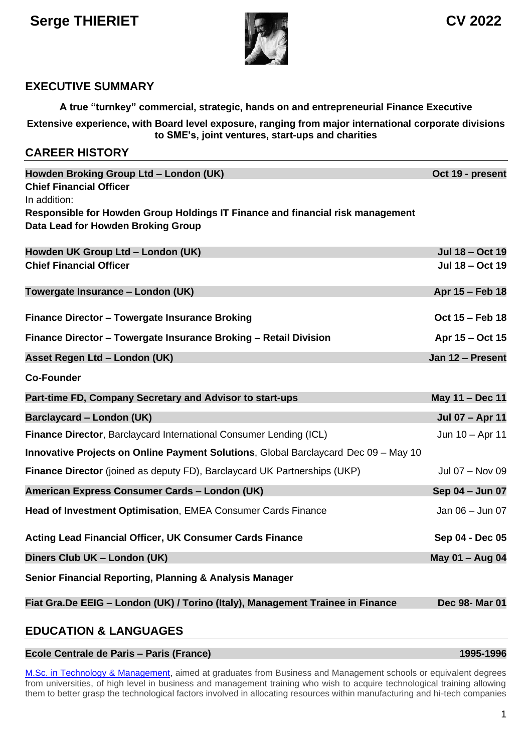# Serge THIERIET

**CV 2022**

## EXECUTIVE SUMMARY

**A true "turnkey" commercial, strategic, hands on and entrepreneurial Finance Executive**

**Extensive experience, with Board level exposure, ranging from major international corporate divisions to SME's, joint ventures, start-ups and charities**

## CAREER HISTORY

**Howden Broking Group Ltd – London (UK)** — **Oct 19 - present**

**Chief Financial Officer**

In addition:

**Responsible for Howden Group Holdings IT Finance and financial risk management**

**Data Lead for Howden Broking Group**

**Howden UK Group Ltd – London (UK)** — **Jul 18 – Oct 19**

**Chief Financial Officer** — **Jul 18 – Oct 19**

**Towergate Insurance – London (UK)** — **Apr 15 – Feb 18**

**Finance Director – Towergate Insurance Broking** — **Oct 15 – Feb 18**

**Finance Director – Towergate Insurance Broking – Retail Division** — **Apr 15 – Oct 15**

**Asset Regen Ltd – London (UK)** — **Jan 12 – Present**

**Co-Founder**

**Part-time FD, Company Secretary and Advisor to start-ups** — **May 11 – Dec 11**

**Barclaycard – London (UK)** — **Jul 07 – Apr 11**

**Finance Director**, Barclaycard International Consumer Lending (ICL) — Jun 10 – Apr 11

**Innovative Projects on Online Payment Solutions**, Global Barclaycard Dec 09 – May 10

**Finance Director** (joined as deputy FD), Barclaycard UK Partnerships (UKP) — Jul 07 – Nov 09

**American Express Consumer Cards – London (UK)** — **Sep 04 – Jun 07**

**Head of Investment Optimisation**, EMEA Consumer Cards Finance — Jan 06 – Jun 07

**Acting Lead Financial Officer, UK Consumer Cards Finance** — **Sep 04 - Dec 05**

**Diners Club UK – London (UK)** — **May 01 – Aug 04**

**Senior Financial Reporting, Planning & Analysis Manager**

**Fiat Gra.De EEIG – London (UK) / Torino (Italy), Management Trainee in Finance** — **Dec 98- Mar 01**

## EDUCATION & LANGUAGES

**Ecole Centrale de Paris – Paris (France)** — **1995-1996**

M.Sc. in Technology & Management, aimed at graduates from Business and Management schools or equivalent degrees from universities, of high level in business and management training who wish to acquire technological training allowing them to better grasp the technological factors involved in allocating resources within manufacturing and hi-tech companies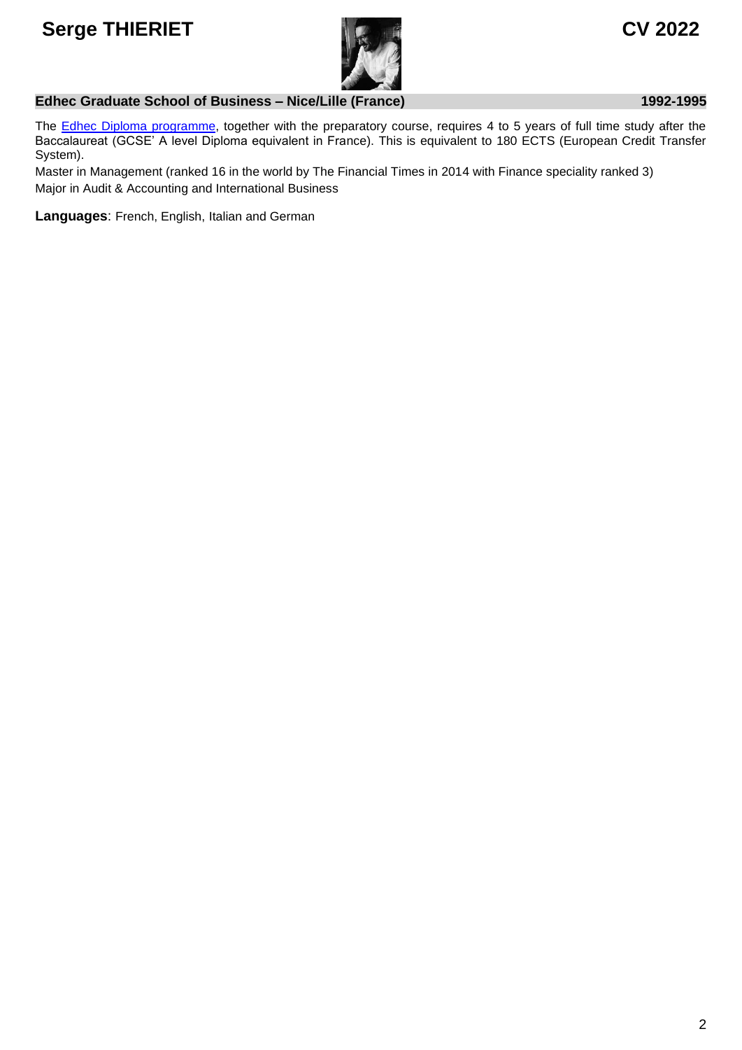### Edhec Graduate School of Business – Nice/Lille (France) — 1992-1995

The Edhec Diploma programme, together with the preparatory course, requires 4 to 5 years of full time study after the Baccalaureat (GCSE' A level Diploma equivalent in France). This is equivalent to 180 ECTS (European Credit Transfer System).

Master in Management (ranked 16 in the world by The Financial Times in 2014 with Finance speciality ranked 3)

Major in Audit & Accounting and International Business

**Languages**: French, English, Italian and German